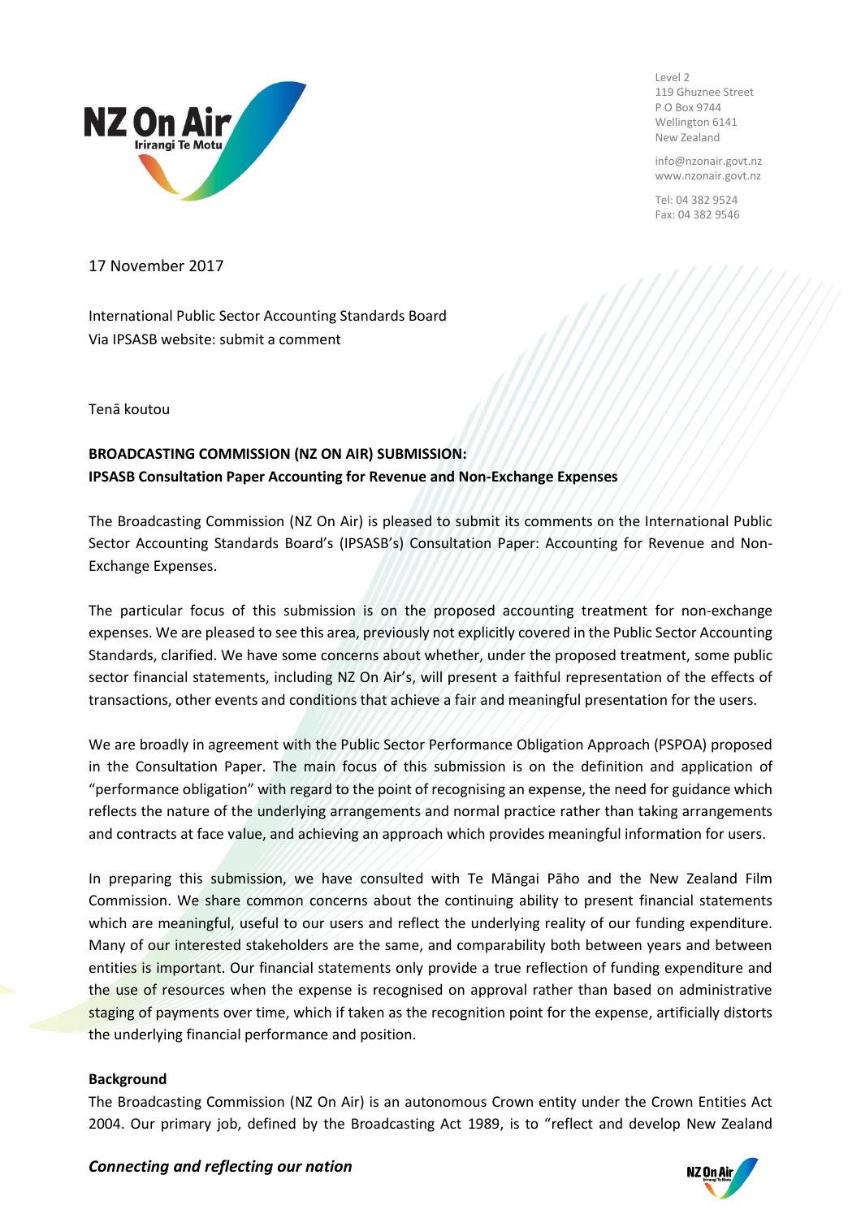Level 2
119 Ghuznee Street
P O Box 9744
Wellington 6141
New Zealand

info@nzonair.govt.nz
www.nzonair.govt.nz

Tel: 04 382 9524
Fax: 04 382 9546

17 November 2017

International Public Sector Accounting Standards Board
Via IPSASB website: submit a comment

Tenā koutou

**BROADCASTING COMMISSION (NZ ON AIR) SUBMISSION:**
**IPSASB Consultation Paper Accounting for Revenue and Non-Exchange Expenses**

The Broadcasting Commission (NZ On Air) is pleased to submit its comments on the International Public Sector Accounting Standards Board's (IPSASB's) Consultation Paper: Accounting for Revenue and Non-Exchange Expenses.

The particular focus of this submission is on the proposed accounting treatment for non-exchange expenses. We are pleased to see this area, previously not explicitly covered in the Public Sector Accounting Standards, clarified. We have some concerns about whether, under the proposed treatment, some public sector financial statements, including NZ On Air's, will present a faithful representation of the effects of transactions, other events and conditions that achieve a fair and meaningful presentation for the users.

We are broadly in agreement with the Public Sector Performance Obligation Approach (PSPOA) proposed in the Consultation Paper. The main focus of this submission is on the definition and application of "performance obligation" with regard to the point of recognising an expense, the need for guidance which reflects the nature of the underlying arrangements and normal practice rather than taking arrangements and contracts at face value, and achieving an approach which provides meaningful information for users.

In preparing this submission, we have consulted with Te Māngai Pāho and the New Zealand Film Commission. We share common concerns about the continuing ability to present financial statements which are meaningful, useful to our users and reflect the underlying reality of our funding expenditure. Many of our interested stakeholders are the same, and comparability both between years and between entities is important. Our financial statements only provide a true reflection of funding expenditure and the use of resources when the expense is recognised on approval rather than based on administrative staging of payments over time, which if taken as the recognition point for the expense, artificially distorts the underlying financial performance and position.

**Background**

The Broadcasting Commission (NZ On Air) is an autonomous Crown entity under the Crown Entities Act 2004. Our primary job, defined by the Broadcasting Act 1989, is to "reflect and develop New Zealand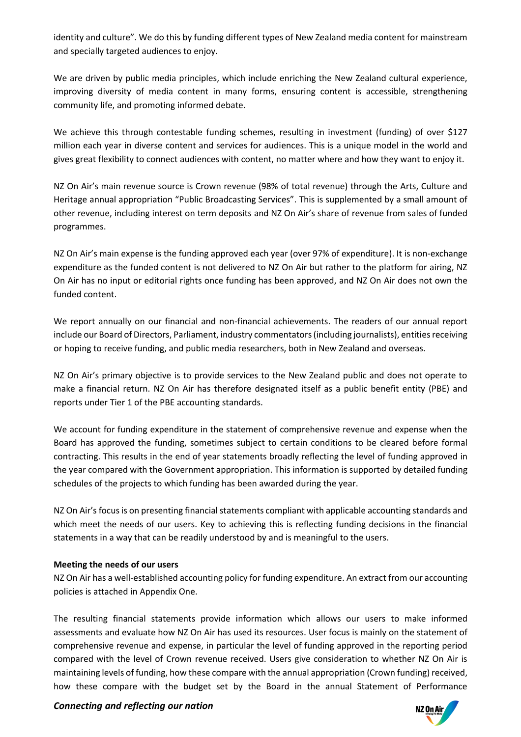identity and culture". We do this by funding different types of New Zealand media content for mainstream and specially targeted audiences to enjoy.

We are driven by public media principles, which include enriching the New Zealand cultural experience, improving diversity of media content in many forms, ensuring content is accessible, strengthening community life, and promoting informed debate.

We achieve this through contestable funding schemes, resulting in investment (funding) of over $127 million each year in diverse content and services for audiences. This is a unique model in the world and gives great flexibility to connect audiences with content, no matter where and how they want to enjoy it.

NZ On Air's main revenue source is Crown revenue (98% of total revenue) through the Arts, Culture and Heritage annual appropriation "Public Broadcasting Services". This is supplemented by a small amount of other revenue, including interest on term deposits and NZ On Air's share of revenue from sales of funded programmes.

NZ On Air's main expense is the funding approved each year (over 97% of expenditure). It is non-exchange expenditure as the funded content is not delivered to NZ On Air but rather to the platform for airing, NZ On Air has no input or editorial rights once funding has been approved, and NZ On Air does not own the funded content.

We report annually on our financial and non-financial achievements. The readers of our annual report include our Board of Directors, Parliament, industry commentators (including journalists), entities receiving or hoping to receive funding, and public media researchers, both in New Zealand and overseas.

NZ On Air's primary objective is to provide services to the New Zealand public and does not operate to make a financial return. NZ On Air has therefore designated itself as a public benefit entity (PBE) and reports under Tier 1 of the PBE accounting standards.

We account for funding expenditure in the statement of comprehensive revenue and expense when the Board has approved the funding, sometimes subject to certain conditions to be cleared before formal contracting. This results in the end of year statements broadly reflecting the level of funding approved in the year compared with the Government appropriation. This information is supported by detailed funding schedules of the projects to which funding has been awarded during the year.

NZ On Air's focus is on presenting financial statements compliant with applicable accounting standards and which meet the needs of our users. Key to achieving this is reflecting funding decisions in the financial statements in a way that can be readily understood by and is meaningful to the users.

**Meeting the needs of our users**

NZ On Air has a well-established accounting policy for funding expenditure. An extract from our accounting policies is attached in Appendix One.

The resulting financial statements provide information which allows our users to make informed assessments and evaluate how NZ On Air has used its resources. User focus is mainly on the statement of comprehensive revenue and expense, in particular the level of funding approved in the reporting period compared with the level of Crown revenue received. Users give consideration to whether NZ On Air is maintaining levels of funding, how these compare with the annual appropriation (Crown funding) received, how these compare with the budget set by the Board in the annual Statement of Performance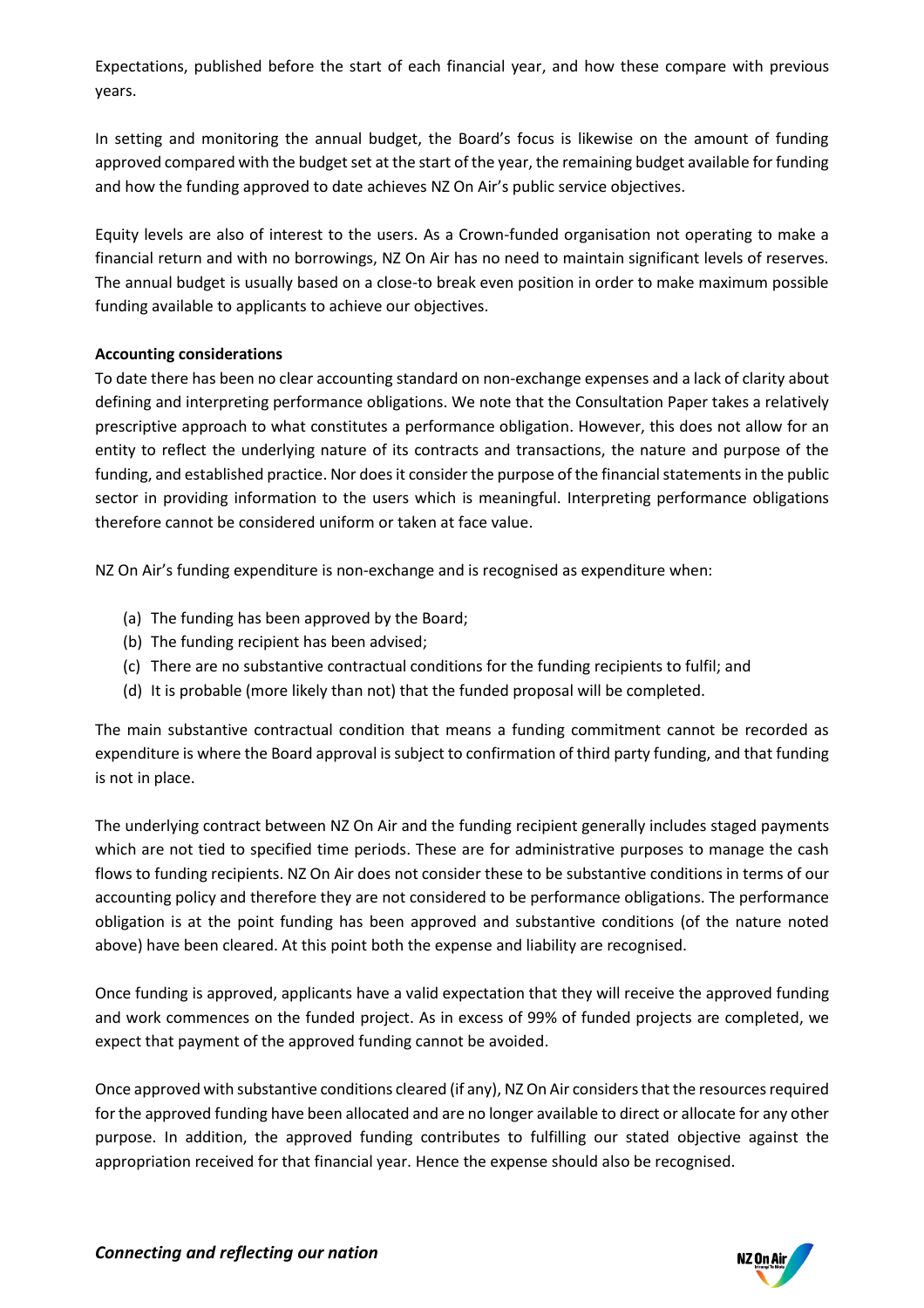Expectations, published before the start of each financial year, and how these compare with previous years.

In setting and monitoring the annual budget, the Board's focus is likewise on the amount of funding approved compared with the budget set at the start of the year, the remaining budget available for funding and how the funding approved to date achieves NZ On Air's public service objectives.

Equity levels are also of interest to the users. As a Crown-funded organisation not operating to make a financial return and with no borrowings, NZ On Air has no need to maintain significant levels of reserves. The annual budget is usually based on a close-to break even position in order to make maximum possible funding available to applicants to achieve our objectives.

**Accounting considerations**

To date there has been no clear accounting standard on non-exchange expenses and a lack of clarity about defining and interpreting performance obligations. We note that the Consultation Paper takes a relatively prescriptive approach to what constitutes a performance obligation. However, this does not allow for an entity to reflect the underlying nature of its contracts and transactions, the nature and purpose of the funding, and established practice. Nor does it consider the purpose of the financial statements in the public sector in providing information to the users which is meaningful. Interpreting performance obligations therefore cannot be considered uniform or taken at face value.

NZ On Air's funding expenditure is non-exchange and is recognised as expenditure when:

(a) The funding has been approved by the Board;
(b) The funding recipient has been advised;
(c) There are no substantive contractual conditions for the funding recipients to fulfil; and
(d) It is probable (more likely than not) that the funded proposal will be completed.

The main substantive contractual condition that means a funding commitment cannot be recorded as expenditure is where the Board approval is subject to confirmation of third party funding, and that funding is not in place.

The underlying contract between NZ On Air and the funding recipient generally includes staged payments which are not tied to specified time periods. These are for administrative purposes to manage the cash flows to funding recipients. NZ On Air does not consider these to be substantive conditions in terms of our accounting policy and therefore they are not considered to be performance obligations. The performance obligation is at the point funding has been approved and substantive conditions (of the nature noted above) have been cleared. At this point both the expense and liability are recognised.

Once funding is approved, applicants have a valid expectation that they will receive the approved funding and work commences on the funded project. As in excess of 99% of funded projects are completed, we expect that payment of the approved funding cannot be avoided.

Once approved with substantive conditions cleared (if any), NZ On Air considers that the resources required for the approved funding have been allocated and are no longer available to direct or allocate for any other purpose. In addition, the approved funding contributes to fulfilling our stated objective against the appropriation received for that financial year. Hence the expense should also be recognised.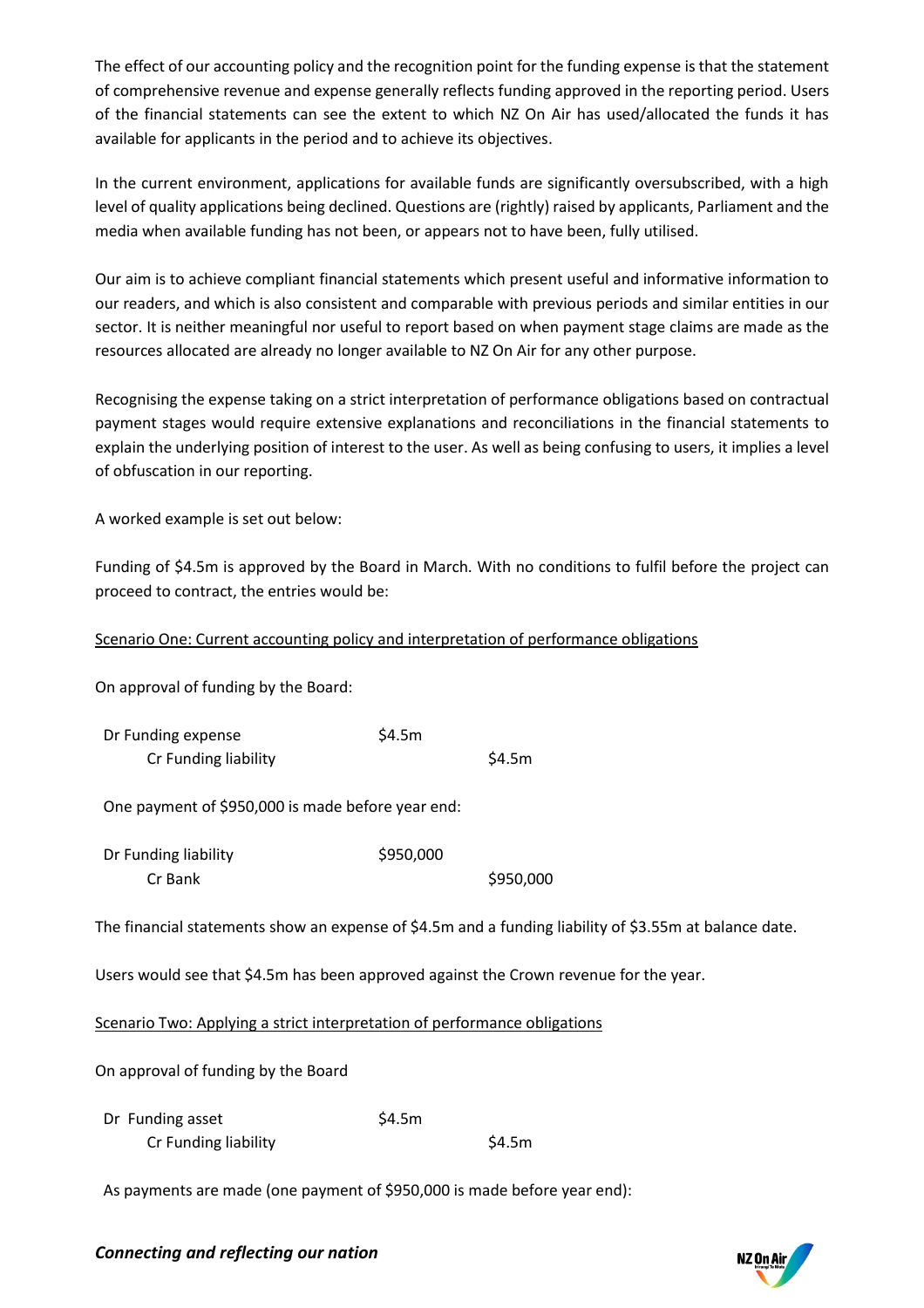The effect of our accounting policy and the recognition point for the funding expense is that the statement of comprehensive revenue and expense generally reflects funding approved in the reporting period. Users of the financial statements can see the extent to which NZ On Air has used/allocated the funds it has available for applicants in the period and to achieve its objectives.

In the current environment, applications for available funds are significantly oversubscribed, with a high level of quality applications being declined. Questions are (rightly) raised by applicants, Parliament and the media when available funding has not been, or appears not to have been, fully utilised.

Our aim is to achieve compliant financial statements which present useful and informative information to our readers, and which is also consistent and comparable with previous periods and similar entities in our sector. It is neither meaningful nor useful to report based on when payment stage claims are made as the resources allocated are already no longer available to NZ On Air for any other purpose.

Recognising the expense taking on a strict interpretation of performance obligations based on contractual payment stages would require extensive explanations and reconciliations in the financial statements to explain the underlying position of interest to the user. As well as being confusing to users, it implies a level of obfuscation in our reporting.

A worked example is set out below:

Funding of $4.5m is approved by the Board in March. With no conditions to fulfil before the project can proceed to contract, the entries would be:

<u>Scenario One: Current accounting policy and interpretation of performance obligations</u>

On approval of funding by the Board:

| | | |
|---|---|---|
| Dr Funding expense | $4.5m | |
| Cr Funding liability | | $4.5m |

One payment of $950,000 is made before year end:

| | | |
|---|---|---|
| Dr Funding liability | $950,000 | |
| Cr Bank | | $950,000 |

The financial statements show an expense of $4.5m and a funding liability of $3.55m at balance date.

Users would see that $4.5m has been approved against the Crown revenue for the year.

<u>Scenario Two: Applying a strict interpretation of performance obligations</u>

On approval of funding by the Board

| | | |
|---|---|---|
| Dr Funding asset | $4.5m | |
| Cr Funding liability | | $4.5m |

As payments are made (one payment of $950,000 is made before year end):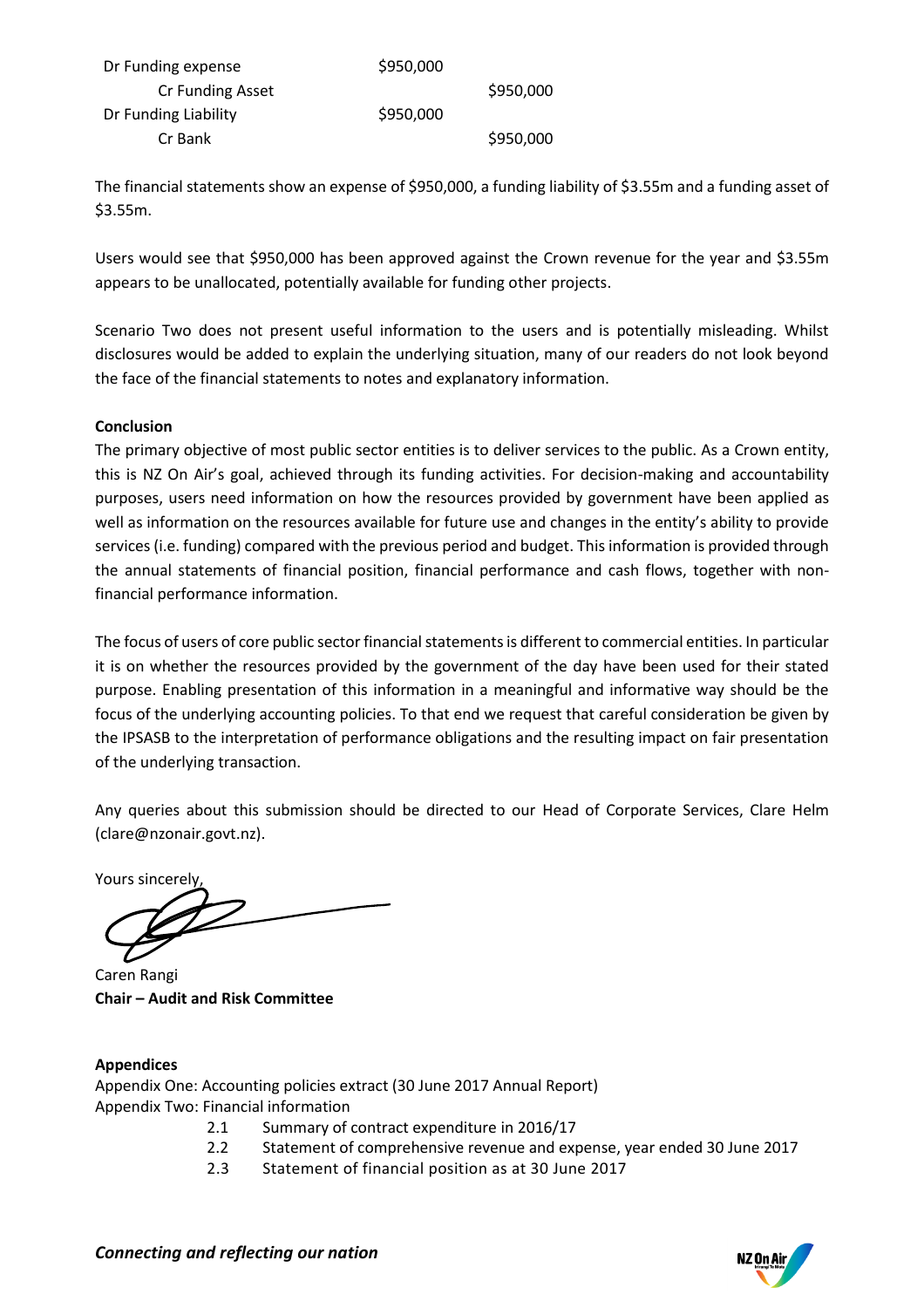| | | |
|---|---|---|
| Dr Funding expense | $950,000 | |
| Cr Funding Asset | | $950,000 |
| Dr Funding Liability | $950,000 | |
| Cr Bank | | $950,000 |

The financial statements show an expense of $950,000, a funding liability of $3.55m and a funding asset of $3.55m.

Users would see that $950,000 has been approved against the Crown revenue for the year and $3.55m appears to be unallocated, potentially available for funding other projects.

Scenario Two does not present useful information to the users and is potentially misleading. Whilst disclosures would be added to explain the underlying situation, many of our readers do not look beyond the face of the financial statements to notes and explanatory information.

**Conclusion**

The primary objective of most public sector entities is to deliver services to the public. As a Crown entity, this is NZ On Air's goal, achieved through its funding activities. For decision-making and accountability purposes, users need information on how the resources provided by government have been applied as well as information on the resources available for future use and changes in the entity's ability to provide services (i.e. funding) compared with the previous period and budget. This information is provided through the annual statements of financial position, financial performance and cash flows, together with non-financial performance information.

The focus of users of core public sector financial statements is different to commercial entities. In particular it is on whether the resources provided by the government of the day have been used for their stated purpose. Enabling presentation of this information in a meaningful and informative way should be the focus of the underlying accounting policies. To that end we request that careful consideration be given by the IPSASB to the interpretation of performance obligations and the resulting impact on fair presentation of the underlying transaction.

Any queries about this submission should be directed to our Head of Corporate Services, Clare Helm (clare@nzonair.govt.nz).

Yours sincerely,

Caren Rangi
**Chair – Audit and Risk Committee**

**Appendices**

Appendix One: Accounting policies extract (30 June 2017 Annual Report)
Appendix Two: Financial information

- 2.1 Summary of contract expenditure in 2016/17
- 2.2 Statement of comprehensive revenue and expense, year ended 30 June 2017
- 2.3 Statement of financial position as at 30 June 2017

*Connecting and reflecting our nation*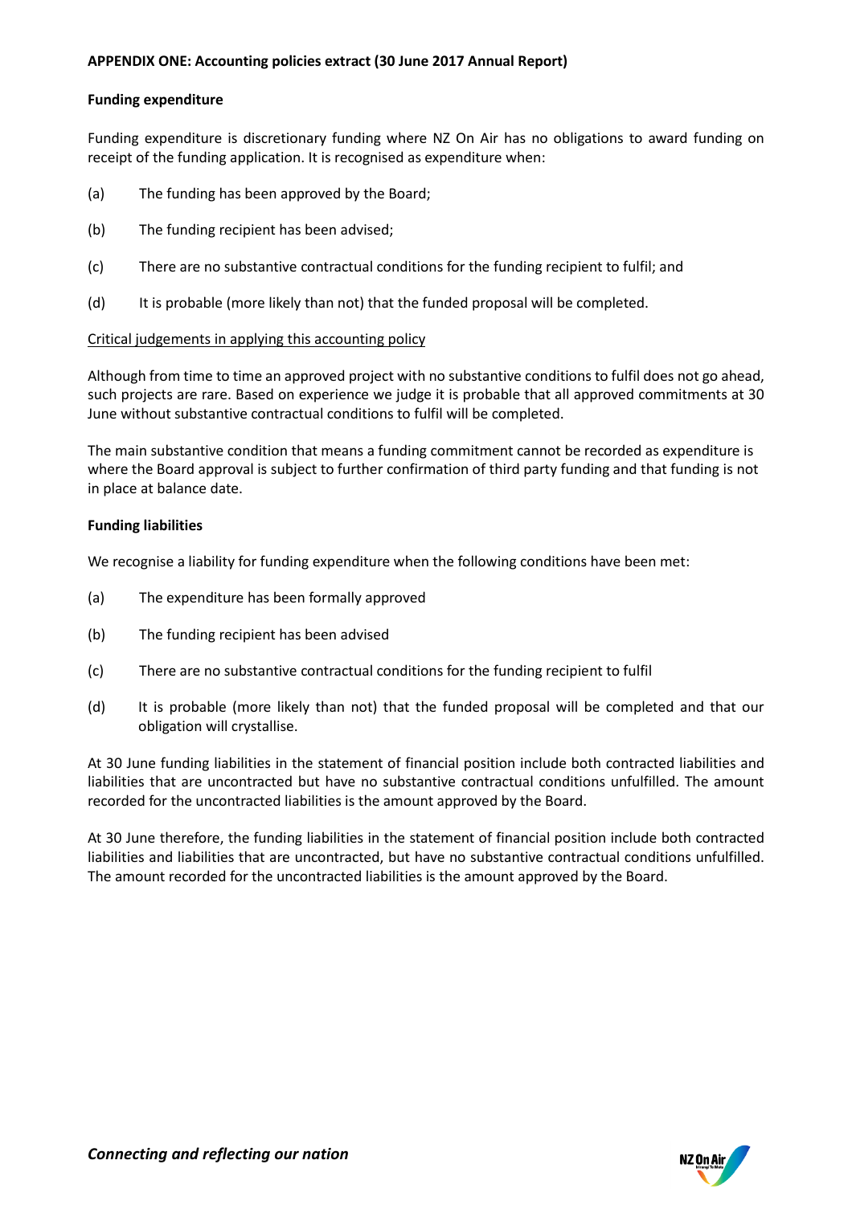**APPENDIX ONE: Accounting policies extract (30 June 2017 Annual Report)**

**Funding expenditure**

Funding expenditure is discretionary funding where NZ On Air has no obligations to award funding on receipt of the funding application. It is recognised as expenditure when:

(a) The funding has been approved by the Board;

(b) The funding recipient has been advised;

(c) There are no substantive contractual conditions for the funding recipient to fulfil; and

(d) It is probable (more likely than not) that the funded proposal will be completed.

Critical judgements in applying this accounting policy

Although from time to time an approved project with no substantive conditions to fulfil does not go ahead, such projects are rare. Based on experience we judge it is probable that all approved commitments at 30 June without substantive contractual conditions to fulfil will be completed.

The main substantive condition that means a funding commitment cannot be recorded as expenditure is where the Board approval is subject to further confirmation of third party funding and that funding is not in place at balance date.

**Funding liabilities**

We recognise a liability for funding expenditure when the following conditions have been met:

(a) The expenditure has been formally approved

(b) The funding recipient has been advised

(c) There are no substantive contractual conditions for the funding recipient to fulfil

(d) It is probable (more likely than not) that the funded proposal will be completed and that our obligation will crystallise.

At 30 June funding liabilities in the statement of financial position include both contracted liabilities and liabilities that are uncontracted but have no substantive contractual conditions unfulfilled. The amount recorded for the uncontracted liabilities is the amount approved by the Board.

At 30 June therefore, the funding liabilities in the statement of financial position include both contracted liabilities and liabilities that are uncontracted, but have no substantive contractual conditions unfulfilled. The amount recorded for the uncontracted liabilities is the amount approved by the Board.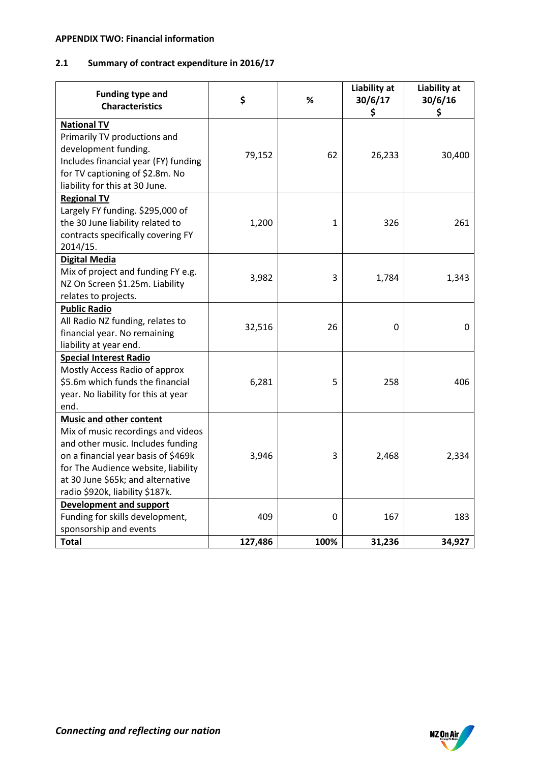**APPENDIX TWO: Financial information**

## 2.1 Summary of contract expenditure in 2016/17

| Funding type and Characteristics | $ | % | Liability at 30/6/17 $ | Liability at 30/6/16 $ |
|---|---|---|---|---|
| **National TV** Primarily TV productions and development funding. Includes financial year (FY) funding for TV captioning of $2.8m. No liability for this at 30 June. | 79,152 | 62 | 26,233 | 30,400 |
| **Regional TV** Largely FY funding. $295,000 of the 30 June liability related to contracts specifically covering FY 2014/15. | 1,200 | 1 | 326 | 261 |
| **Digital Media** Mix of project and funding FY e.g. NZ On Screen $1.25m. Liability relates to projects. | 3,982 | 3 | 1,784 | 1,343 |
| **Public Radio** All Radio NZ funding, relates to financial year. No remaining liability at year end. | 32,516 | 26 | 0 | 0 |
| **Special Interest Radio** Mostly Access Radio of approx $5.6m which funds the financial year. No liability for this at year end. | 6,281 | 5 | 258 | 406 |
| **Music and other content** Mix of music recordings and videos and other music. Includes funding on a financial year basis of $469k for The Audience website, liability at 30 June $65k; and alternative radio $920k, liability $187k. | 3,946 | 3 | 2,468 | 2,334 |
| **Development and support** Funding for skills development, sponsorship and events | 409 | 0 | 167 | 183 |
| **Total** | **127,486** | **100%** | **31,236** | **34,927** |

*Connecting and reflecting our nation*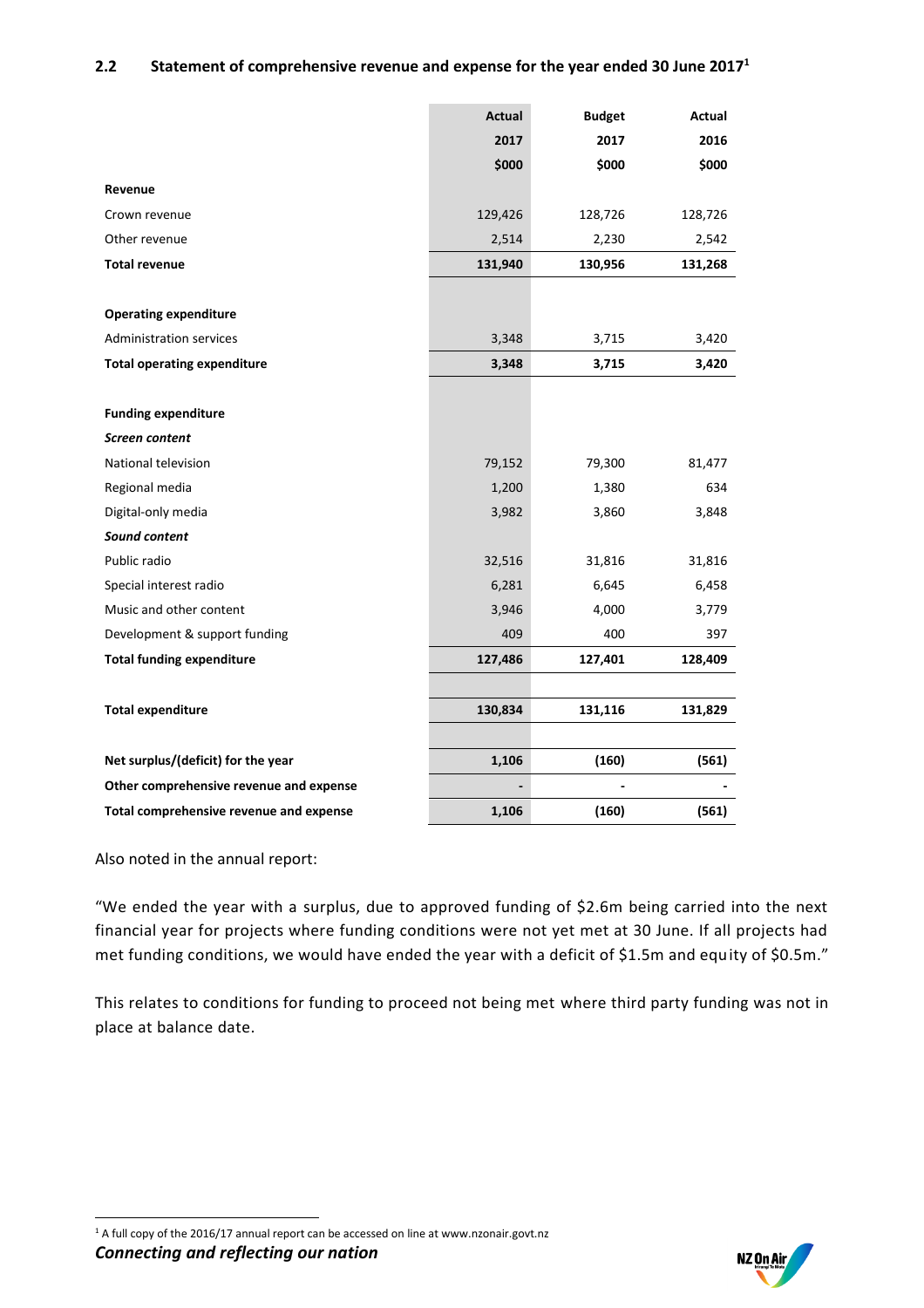## 2.2 Statement of comprehensive revenue and expense for the year ended 30 June 2017[1]

| | Actual 2017 $000 | Budget 2017 $000 | Actual 2016 $000 |
|---|---|---|---|
| **Revenue** | | | |
| Crown revenue | 129,426 | 128,726 | 128,726 |
| Other revenue | 2,514 | 2,230 | 2,542 |
| **Total revenue** | **131,940** | **130,956** | **131,268** |
| | | | |
| **Operating expenditure** | | | |
| Administration services | 3,348 | 3,715 | 3,420 |
| **Total operating expenditure** | **3,348** | **3,715** | **3,420** |
| | | | |
| **Funding expenditure** | | | |
| ***Screen content*** | | | |
| National television | 79,152 | 79,300 | 81,477 |
| Regional media | 1,200 | 1,380 | 634 |
| Digital-only media | 3,982 | 3,860 | 3,848 |
| ***Sound content*** | | | |
| Public radio | 32,516 | 31,816 | 31,816 |
| Special interest radio | 6,281 | 6,645 | 6,458 |
| Music and other content | 3,946 | 4,000 | 3,779 |
| Development & support funding | 409 | 400 | 397 |
| **Total funding expenditure** | **127,486** | **127,401** | **128,409** |
| | | | |
| **Total expenditure** | **130,834** | **131,116** | **131,829** |
| | | | |
| **Net surplus/(deficit) for the year** | **1,106** | **(160)** | **(561)** |
| **Other comprehensive revenue and expense** | - | - | - |
| **Total comprehensive revenue and expense** | **1,106** | **(160)** | **(561)** |

Also noted in the annual report:

"We ended the year with a surplus, due to approved funding of $2.6m being carried into the next financial year for projects where funding conditions were not yet met at 30 June. If all projects had met funding conditions, we would have ended the year with a deficit of $1.5m and equity of $0.5m."

This relates to conditions for funding to proceed not being met where third party funding was not in place at balance date.

[1] A full copy of the 2016/17 annual report can be accessed on line at www.nzonair.govt.nz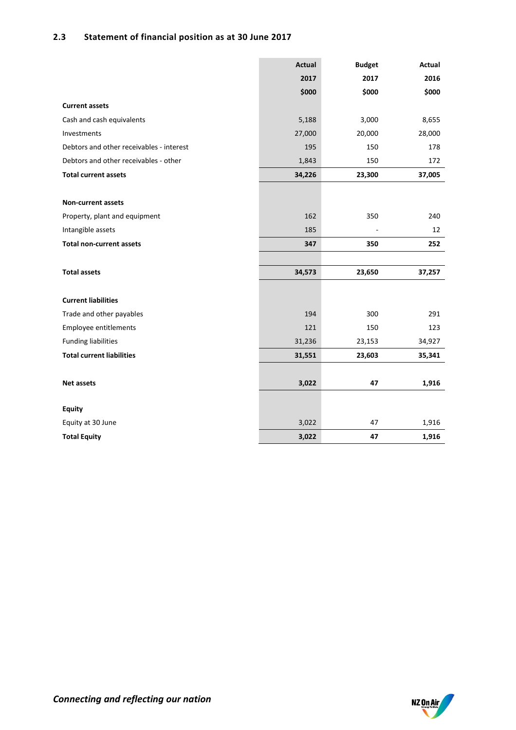## 2.3 Statement of financial position as at 30 June 2017

| | Actual 2017 $000 | Budget 2017 $000 | Actual 2016 $000 |
|---|---|---|---|
| **Current assets** | | | |
| Cash and cash equivalents | 5,188 | 3,000 | 8,655 |
| Investments | 27,000 | 20,000 | 28,000 |
| Debtors and other receivables - interest | 195 | 150 | 178 |
| Debtors and other receivables - other | 1,843 | 150 | 172 |
| **Total current assets** | **34,226** | **23,300** | **37,005** |
| | | | |
| **Non-current assets** | | | |
| Property, plant and equipment | 162 | 350 | 240 |
| Intangible assets | 185 | - | 12 |
| **Total non-current assets** | **347** | **350** | **252** |
| | | | |
| **Total assets** | **34,573** | **23,650** | **37,257** |
| | | | |
| **Current liabilities** | | | |
| Trade and other payables | 194 | 300 | 291 |
| Employee entitlements | 121 | 150 | 123 |
| Funding liabilities | 31,236 | 23,153 | 34,927 |
| **Total current liabilities** | **31,551** | **23,603** | **35,341** |
| | | | |
| **Net assets** | **3,022** | **47** | **1,916** |
| | | | |
| **Equity** | | | |
| Equity at 30 June | 3,022 | 47 | 1,916 |
| **Total Equity** | **3,022** | **47** | **1,916** |